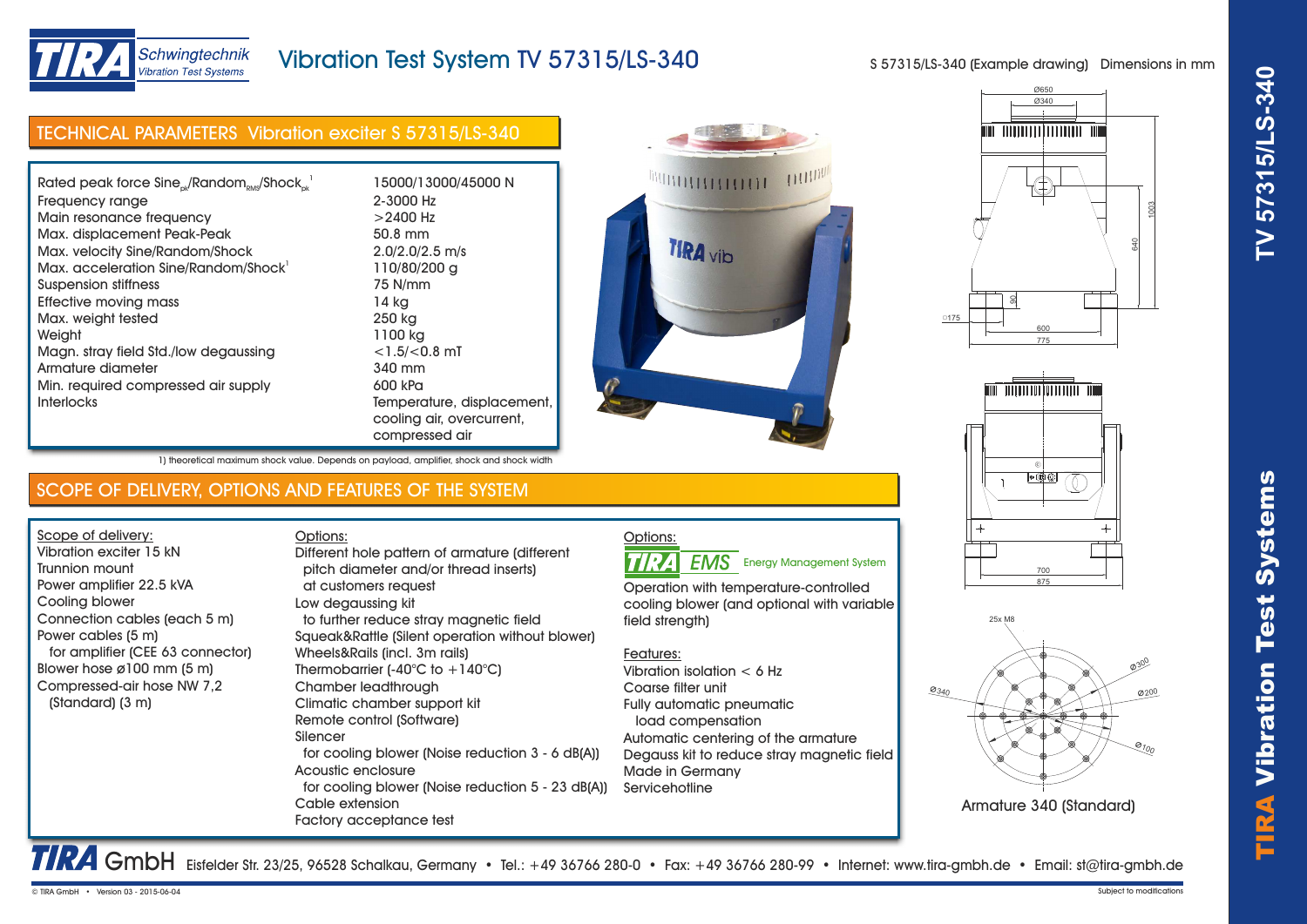# Vibration Test System TV 57315/LS-340

S 57315/LS-340 (Example drawing) Dimensions in mm

## TECHNICAL PARAMETERS Vibration exciter S 57315/LS-340

| Parameter | Value |
|---|---|
| Rated peak force Sine$_{pk}$/Random$_{RMS}$/Shock$_{pk}$ [1] | 15000/13000/45000 N |
| Frequency range | 2-3000 Hz |
| Main resonance frequency | >2400 Hz |
| Max. displacement Peak-Peak | 50.8 mm |
| Max. velocity Sine/Random/Shock | 2.0/2.0/2.5 m/s |
| Max. acceleration Sine/Random/Shock [1] | 110/80/200 g |
| Suspension stiffness | 75 N/mm |
| Effective moving mass | 14 kg |
| Max. weight tested | 250 kg |
| Weight | 1100 kg |
| Magn. stray field Std./low degaussing | <1.5/<0.8 mT |
| Armature diameter | 340 mm |
| Min. required compressed air supply | 600 kPa |
| Interlocks | Temperature, displacement, cooling air, overcurrent, compressed air |

1) theoretical maximum shock value. Depends on payload, amplifier, shock and shock width

## SCOPE OF DELIVERY, OPTIONS AND FEATURES OF THE SYSTEM

**Scope of delivery:**

- Vibration exciter 15 kN
- Trunnion mount
- Power amplifier 22.5 kVA
- Cooling blower
- Connection cables (each 5 m)
- Power cables (5 m) for amplifier (CEE 63 connector)
- Blower hose ø100 mm (5 m)
- Compressed-air hose NW 7,2 (Standard) (3 m)

**Options:**

- Different hole pattern of armature (different pitch diameter and/or thread inserts) at customers request
- Low degaussing kit to further reduce stray magnetic field
- Squeak&Rattle (Silent operation without blower)
- Wheels&Rails (incl. 3m rails)
- Thermobarrier (-40°C to +140°C)
- Chamber leadthrough
- Climatic chamber support kit
- Remote control (Software)
- Silencer for cooling blower (Noise reduction 3 - 6 dB(A))
- Acoustic enclosure for cooling blower (Noise reduction 5 - 23 dB(A))
- Cable extension
- Factory acceptance test

**Options:**

TIRA EMS Energy Management System

Operation with temperature-controlled cooling blower (and optional with variable field strength)

**Features:**

- Vibration isolation < 6 Hz
- Coarse filter unit
- Fully automatic pneumatic load compensation
- Automatic centering of the armature
- Degauss kit to reduce stray magnetic field
- Made in Germany
- Servicehotline

Ø650, Ø340, 1003, 640, 90, □175, 600, 775, 700, 875

25x M8, Ø340, Ø300, Ø200, Ø100

Armature 340 (Standard)

TIRA GmbH Eisfelder Str. 23/25, 96528 Schalkau, Germany • Tel.: +49 36766 280-0 • Fax: +49 36766 280-99 • Internet: www.tira-gmbh.de • Email: st@tira-gmbh.de

© TIRA GmbH • Version 03 - 2015-06-04

Subject to modifications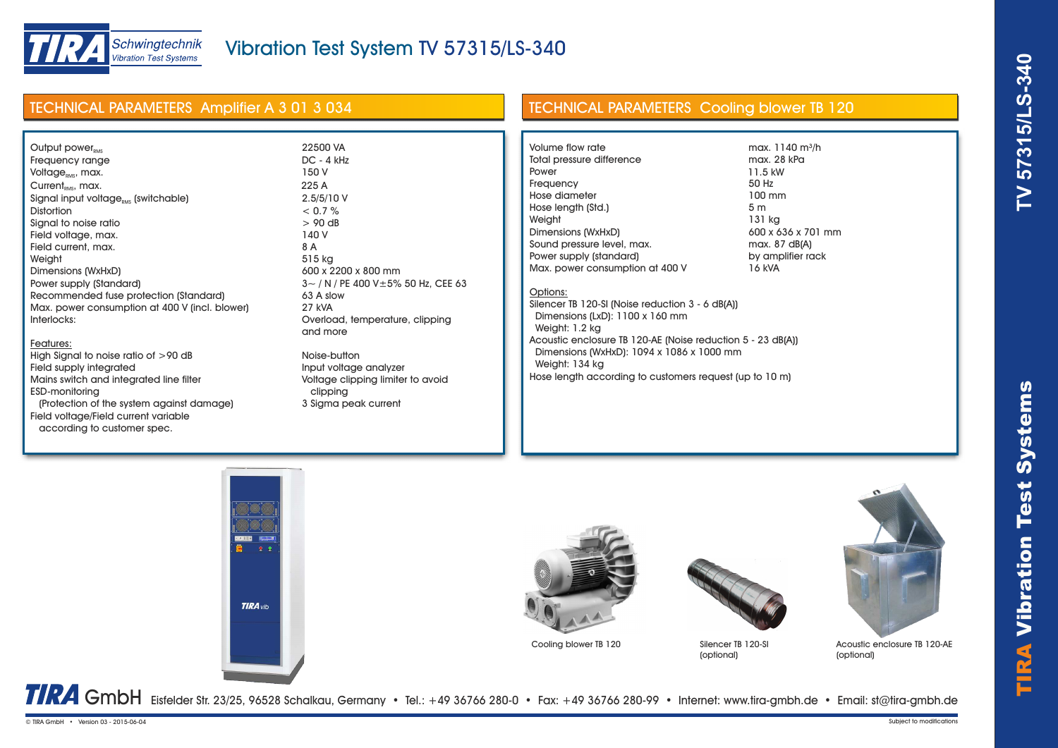# Vibration Test System TV 57315/LS-340

## TECHNICAL PARAMETERS Amplifier A 3 01 3 034

| | |
|---|---|
| Output power$_{RMS}$ | 22500 VA |
| Frequency range | DC - 4 kHz |
| Voltage$_{RMS}$, max. | 150 V |
| Current$_{RMS}$, max. | 225 A |
| Signal input voltage$_{RMS}$ (switchable) | 2.5/5/10 V |
| Distortion | < 0.7 % |
| Signal to noise ratio | > 90 dB |
| Field voltage, max. | 140 V |
| Field current, max. | 8 A |
| Weight | 515 kg |
| Dimensions (WxHxD) | 600 x 2200 x 800 mm |
| Power supply (Standard) | 3~ / N / PE 400 V±5% 50 Hz, CEE 63 |
| Recommended fuse protection (Standard) | 63 A slow |
| Max. power consumption at 400 V (incl. blower) | 27 kVA |
| Interlocks: | Overload, temperature, clipping and more |

Features:

- High Signal to noise ratio of >90 dB
- Field supply integrated
- Mains switch and integrated line filter
- ESD-monitoring (Protection of the system against damage)
- Field voltage/Field current variable according to customer spec.
- Noise-button
- Input voltage analyzer
- Voltage clipping limiter to avoid clipping
- 3 Sigma peak current

## TECHNICAL PARAMETERS Cooling blower TB 120

| | |
|---|---|
| Volume flow rate | max. 1140 m³/h |
| Total pressure difference | max. 28 kPa |
| Power | 11.5 kW |
| Frequency | 50 Hz |
| Hose diameter | 100 mm |
| Hose length (Std.) | 5 m |
| Weight | 131 kg |
| Dimensions (WxHxD) | 600 x 636 x 701 mm |
| Sound pressure level, max. | max. 87 dB(A) |
| Power supply (standard) | by amplifier rack |
| Max. power consumption at 400 V | 16 kVA |

Options:

Silencer TB 120-SI (Noise reduction 3 - 6 dB(A))
  Dimensions (LxD): 1100 x 160 mm
  Weight: 1.2 kg
Acoustic enclosure TB 120-AE (Noise reduction 5 - 23 dB(A))
  Dimensions (WxHxD): 1094 x 1086 x 1000 mm
  Weight: 134 kg
Hose length according to customers request (up to 10 m)

Cooling blower TB 120

Silencer TB 120-SI (optional)

Acoustic enclosure TB 120-AE (optional)

TIRA GmbH Eisfelder Str. 23/25, 96528 Schalkau, Germany • Tel.: +49 36766 280-0 • Fax: +49 36766 280-99 • Internet: www.tira-gmbh.de • Email: st@tira-gmbh.de

© TIRA GmbH • Version 03 - 2015-06-04

Subject to modifications